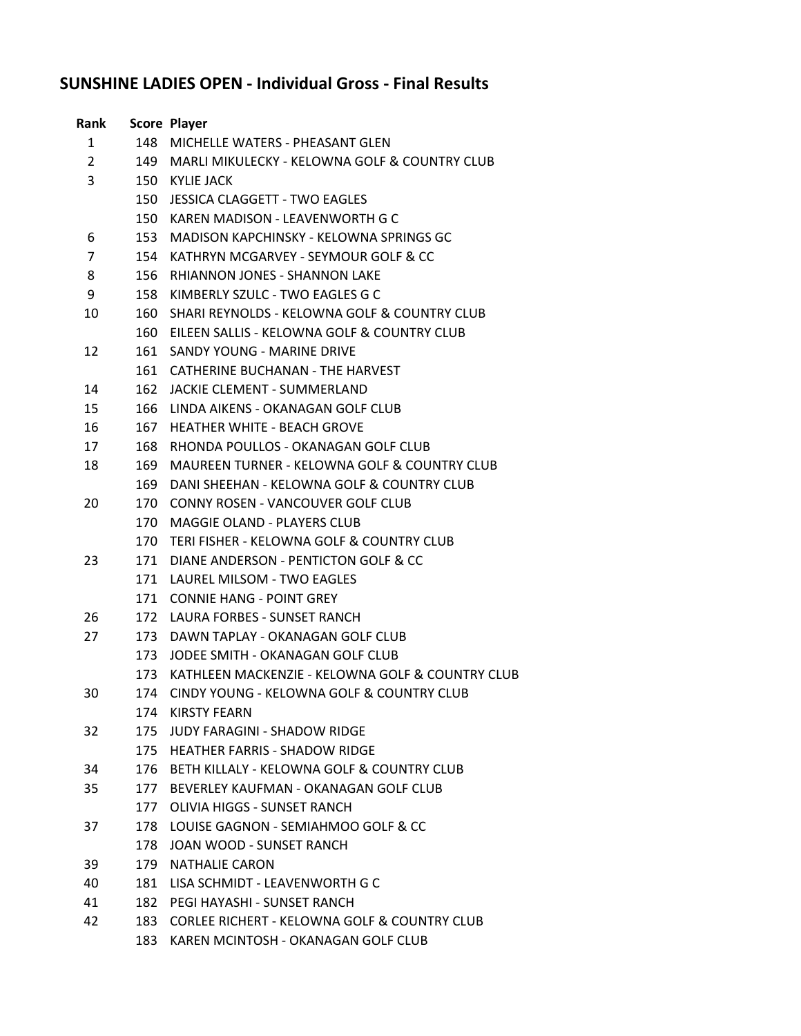## SUNSHINE LADIES OPEN - Individual Gross - Final Results

| Rank | Score | Player |
|---|---|---|
| 1 | 148 | MICHELLE WATERS - PHEASANT GLEN |
| 2 | 149 | MARLI MIKULECKY - KELOWNA GOLF & COUNTRY CLUB |
| 3 | 150 | KYLIE JACK |
| | 150 | JESSICA CLAGGETT - TWO EAGLES |
| | 150 | KAREN MADISON - LEAVENWORTH G C |
| 6 | 153 | MADISON KAPCHINSKY - KELOWNA SPRINGS GC |
| 7 | 154 | KATHRYN MCGARVEY - SEYMOUR GOLF & CC |
| 8 | 156 | RHIANNON JONES - SHANNON LAKE |
| 9 | 158 | KIMBERLY SZULC - TWO EAGLES G C |
| 10 | 160 | SHARI REYNOLDS - KELOWNA GOLF & COUNTRY CLUB |
| | 160 | EILEEN SALLIS - KELOWNA GOLF & COUNTRY CLUB |
| 12 | 161 | SANDY YOUNG - MARINE DRIVE |
| | 161 | CATHERINE BUCHANAN - THE HARVEST |
| 14 | 162 | JACKIE CLEMENT - SUMMERLAND |
| 15 | 166 | LINDA AIKENS - OKANAGAN GOLF CLUB |
| 16 | 167 | HEATHER WHITE - BEACH GROVE |
| 17 | 168 | RHONDA POULLOS - OKANAGAN GOLF CLUB |
| 18 | 169 | MAUREEN TURNER - KELOWNA GOLF & COUNTRY CLUB |
| | 169 | DANI SHEEHAN - KELOWNA GOLF & COUNTRY CLUB |
| 20 | 170 | CONNY ROSEN - VANCOUVER GOLF CLUB |
| | 170 | MAGGIE OLAND - PLAYERS CLUB |
| | 170 | TERI FISHER - KELOWNA GOLF & COUNTRY CLUB |
| 23 | 171 | DIANE ANDERSON - PENTICTON GOLF & CC |
| | 171 | LAUREL MILSOM - TWO EAGLES |
| | 171 | CONNIE HANG - POINT GREY |
| 26 | 172 | LAURA FORBES - SUNSET RANCH |
| 27 | 173 | DAWN TAPLAY - OKANAGAN GOLF CLUB |
| | 173 | JODEE SMITH - OKANAGAN GOLF CLUB |
| | 173 | KATHLEEN MACKENZIE - KELOWNA GOLF & COUNTRY CLUB |
| 30 | 174 | CINDY YOUNG - KELOWNA GOLF & COUNTRY CLUB |
| | 174 | KIRSTY FEARN |
| 32 | 175 | JUDY FARAGINI - SHADOW RIDGE |
| | 175 | HEATHER FARRIS - SHADOW RIDGE |
| 34 | 176 | BETH KILLALY - KELOWNA GOLF & COUNTRY CLUB |
| 35 | 177 | BEVERLEY KAUFMAN - OKANAGAN GOLF CLUB |
| | 177 | OLIVIA HIGGS - SUNSET RANCH |
| 37 | 178 | LOUISE GAGNON - SEMIAHMOO GOLF & CC |
| | 178 | JOAN WOOD - SUNSET RANCH |
| 39 | 179 | NATHALIE CARON |
| 40 | 181 | LISA SCHMIDT - LEAVENWORTH G C |
| 41 | 182 | PEGI HAYASHI - SUNSET RANCH |
| 42 | 183 | CORLEE RICHERT - KELOWNA GOLF & COUNTRY CLUB |
| | 183 | KAREN MCINTOSH - OKANAGAN GOLF CLUB |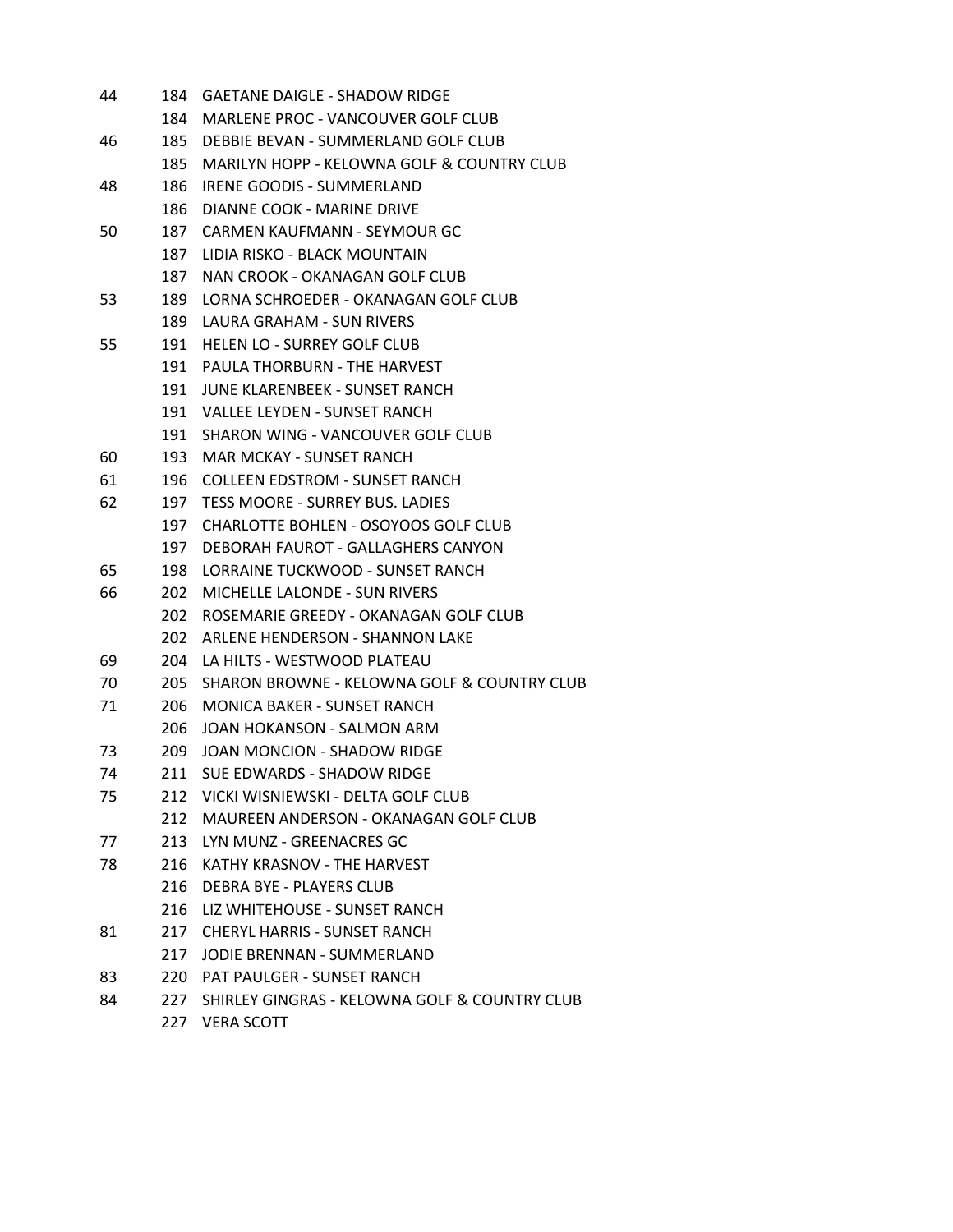| | | |
|---|---|---|
| 44 | 184 | GAETANE DAIGLE - SHADOW RIDGE |
| | 184 | MARLENE PROC - VANCOUVER GOLF CLUB |
| 46 | 185 | DEBBIE BEVAN - SUMMERLAND GOLF CLUB |
| | 185 | MARILYN HOPP - KELOWNA GOLF & COUNTRY CLUB |
| 48 | 186 | IRENE GOODIS - SUMMERLAND |
| | 186 | DIANNE COOK - MARINE DRIVE |
| 50 | 187 | CARMEN KAUFMANN - SEYMOUR GC |
| | 187 | LIDIA RISKO - BLACK MOUNTAIN |
| | 187 | NAN CROOK - OKANAGAN GOLF CLUB |
| 53 | 189 | LORNA SCHROEDER - OKANAGAN GOLF CLUB |
| | 189 | LAURA GRAHAM - SUN RIVERS |
| 55 | 191 | HELEN LO - SURREY GOLF CLUB |
| | 191 | PAULA THORBURN - THE HARVEST |
| | 191 | JUNE KLARENBEEK - SUNSET RANCH |
| | 191 | VALLEE LEYDEN - SUNSET RANCH |
| | 191 | SHARON WING - VANCOUVER GOLF CLUB |
| 60 | 193 | MAR MCKAY - SUNSET RANCH |
| 61 | 196 | COLLEEN EDSTROM - SUNSET RANCH |
| 62 | 197 | TESS MOORE - SURREY BUS. LADIES |
| | 197 | CHARLOTTE BOHLEN - OSOYOOS GOLF CLUB |
| | 197 | DEBORAH FAUROT - GALLAGHERS CANYON |
| 65 | 198 | LORRAINE TUCKWOOD - SUNSET RANCH |
| 66 | 202 | MICHELLE LALONDE - SUN RIVERS |
| | 202 | ROSEMARIE GREEDY - OKANAGAN GOLF CLUB |
| | 202 | ARLENE HENDERSON - SHANNON LAKE |
| 69 | 204 | LA HILTS - WESTWOOD PLATEAU |
| 70 | 205 | SHARON BROWNE - KELOWNA GOLF & COUNTRY CLUB |
| 71 | 206 | MONICA BAKER - SUNSET RANCH |
| | 206 | JOAN HOKANSON - SALMON ARM |
| 73 | 209 | JOAN MONCION - SHADOW RIDGE |
| 74 | 211 | SUE EDWARDS - SHADOW RIDGE |
| 75 | 212 | VICKI WISNIEWSKI - DELTA GOLF CLUB |
| | 212 | MAUREEN ANDERSON - OKANAGAN GOLF CLUB |
| 77 | 213 | LYN MUNZ - GREENACRES GC |
| 78 | 216 | KATHY KRASNOV - THE HARVEST |
| | 216 | DEBRA BYE - PLAYERS CLUB |
| | 216 | LIZ WHITEHOUSE - SUNSET RANCH |
| 81 | 217 | CHERYL HARRIS - SUNSET RANCH |
| | 217 | JODIE BRENNAN - SUMMERLAND |
| 83 | 220 | PAT PAULGER - SUNSET RANCH |
| 84 | 227 | SHIRLEY GINGRAS - KELOWNA GOLF & COUNTRY CLUB |
| | 227 | VERA SCOTT |